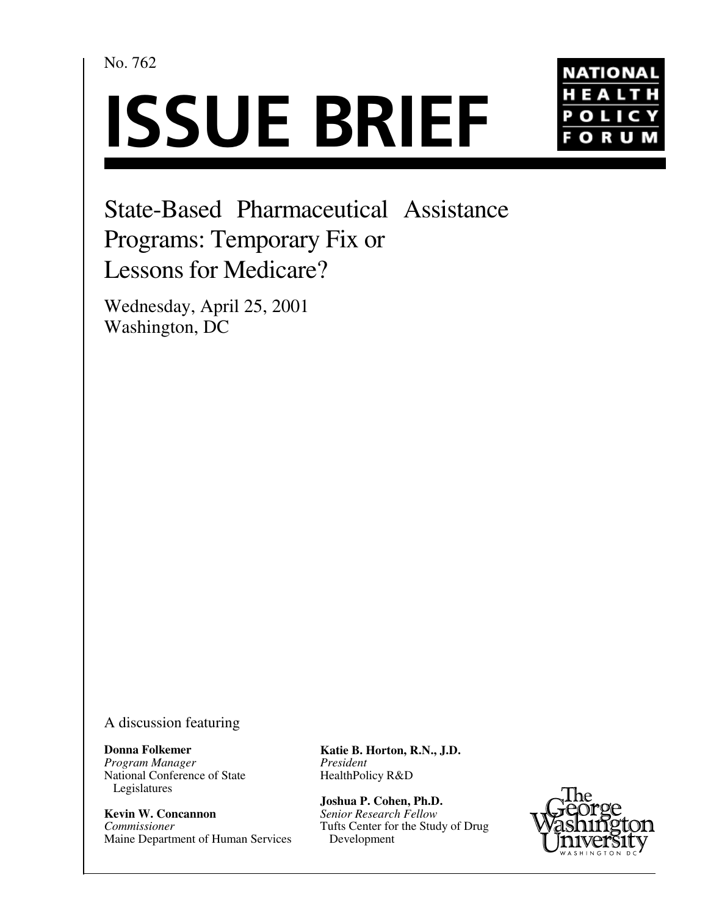No. 762

# ISSUE BRIEF

NATIONAL HEALTH POLICY FORUM

## State-Based Pharmaceutical Assistance Programs: Temporary Fix or Lessons for Medicare?

Wednesday, April 25, 2001
Washington, DC

A discussion featuring

**Donna Folkemer**
*Program Manager*
National Conference of State Legislatures

**Kevin W. Concannon**
*Commissioner*
Maine Department of Human Services

**Katie B. Horton, R.N., J.D.**
*President*
HealthPolicy R&D

**Joshua P. Cohen, Ph.D.**
*Senior Research Fellow*
Tufts Center for the Study of Drug Development

The George Washington University
WASHINGTON DC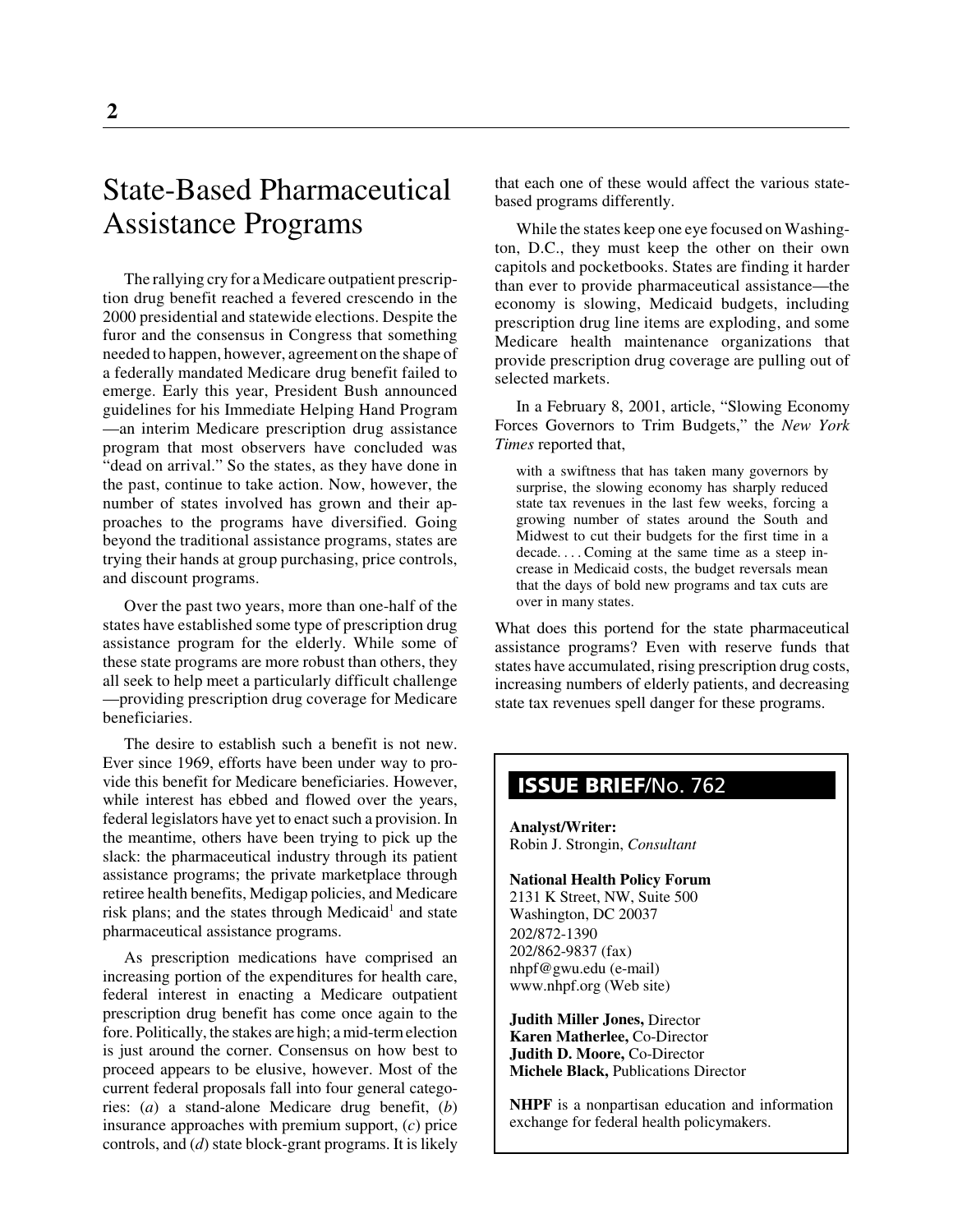# State-Based Pharmaceutical Assistance Programs

The rallying cry for a Medicare outpatient prescription drug benefit reached a fevered crescendo in the 2000 presidential and statewide elections. Despite the furor and the consensus in Congress that something needed to happen, however, agreement on the shape of a federally mandated Medicare drug benefit failed to emerge. Early this year, President Bush announced guidelines for his Immediate Helping Hand Program—an interim Medicare prescription drug assistance program that most observers have concluded was "dead on arrival." So the states, as they have done in the past, continue to take action. Now, however, the number of states involved has grown and their approaches to the programs have diversified. Going beyond the traditional assistance programs, states are trying their hands at group purchasing, price controls, and discount programs.

Over the past two years, more than one-half of the states have established some type of prescription drug assistance program for the elderly. While some of these state programs are more robust than others, they all seek to help meet a particularly difficult challenge—providing prescription drug coverage for Medicare beneficiaries.

The desire to establish such a benefit is not new. Ever since 1969, efforts have been under way to provide this benefit for Medicare beneficiaries. However, while interest has ebbed and flowed over the years, federal legislators have yet to enact such a provision. In the meantime, others have been trying to pick up the slack: the pharmaceutical industry through its patient assistance programs; the private marketplace through retiree health benefits, Medigap policies, and Medicare risk plans; and the states through Medicaid[1] and state pharmaceutical assistance programs.

As prescription medications have comprised an increasing portion of the expenditures for health care, federal interest in enacting a Medicare outpatient prescription drug benefit has come once again to the fore. Politically, the stakes are high; a mid-term election is just around the corner. Consensus on how best to proceed appears to be elusive, however. Most of the current federal proposals fall into four general categories: (*a*) a stand-alone Medicare drug benefit, (*b*) insurance approaches with premium support, (*c*) price controls, and (*d*) state block-grant programs. It is likely that each one of these would affect the various state-based programs differently.

While the states keep one eye focused on Washington, D.C., they must keep the other on their own capitols and pocketbooks. States are finding it harder than ever to provide pharmaceutical assistance—the economy is slowing, Medicaid budgets, including prescription drug line items are exploding, and some Medicare health maintenance organizations that provide prescription drug coverage are pulling out of selected markets.

In a February 8, 2001, article, "Slowing Economy Forces Governors to Trim Budgets," the *New York Times* reported that,

> with a swiftness that has taken many governors by surprise, the slowing economy has sharply reduced state tax revenues in the last few weeks, forcing a growing number of states around the South and Midwest to cut their budgets for the first time in a decade. . . . Coming at the same time as a steep increase in Medicaid costs, the budget reversals mean that the days of bold new programs and tax cuts are over in many states.

What does this portend for the state pharmaceutical assistance programs? Even with reserve funds that states have accumulated, rising prescription drug costs, increasing numbers of elderly patients, and decreasing state tax revenues spell danger for these programs.

---

**ISSUE BRIEF/No. 762**

**Analyst/Writer:**
Robin J. Strongin, *Consultant*

**National Health Policy Forum**
2131 K Street, NW, Suite 500
Washington, DC 20037
202/872-1390
202/862-9837 (fax)
nhpf@gwu.edu (e-mail)
www.nhpf.org (Web site)

**Judith Miller Jones,** Director
**Karen Matherlee,** Co-Director
**Judith D. Moore,** Co-Director
**Michele Black,** Publications Director

**NHPF** is a nonpartisan education and information exchange for federal health policymakers.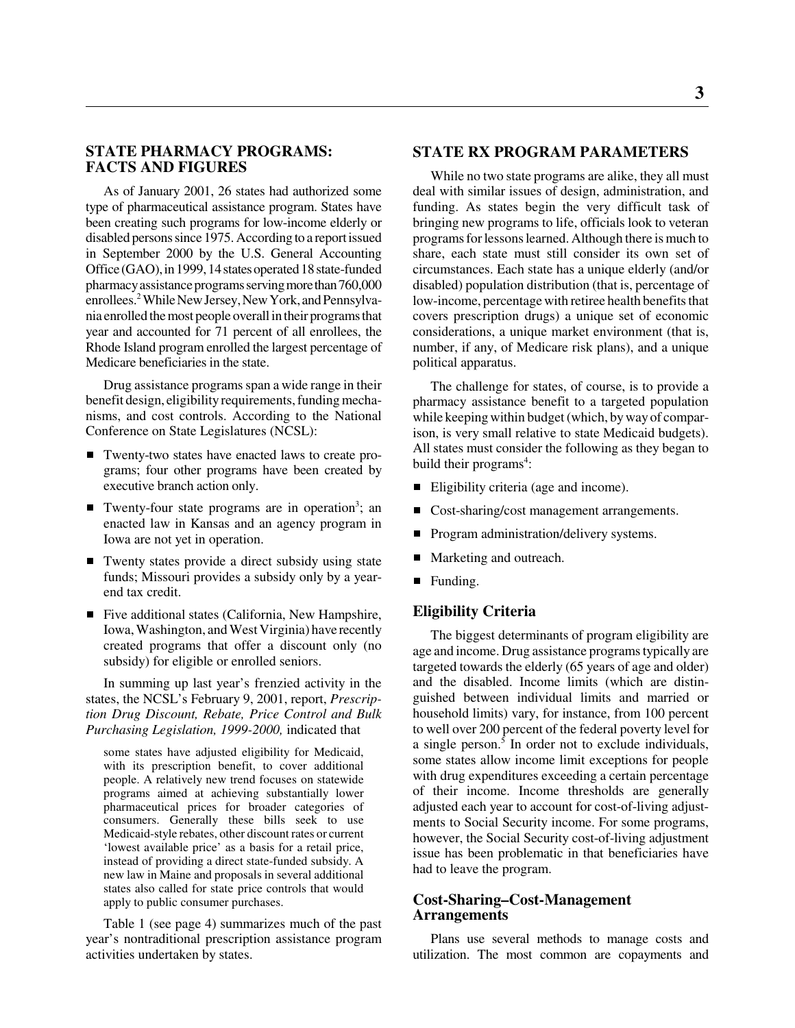## STATE PHARMACY PROGRAMS: FACTS AND FIGURES

As of January 2001, 26 states had authorized some type of pharmaceutical assistance program. States have been creating such programs for low-income elderly or disabled persons since 1975. According to a report issued in September 2000 by the U.S. General Accounting Office (GAO), in 1999, 14 states operated 18 state-funded pharmacy assistance programs serving more than 760,000 enrollees.[2] While New Jersey, New York, and Pennsylvania enrolled the most people overall in their programs that year and accounted for 71 percent of all enrollees, the Rhode Island program enrolled the largest percentage of Medicare beneficiaries in the state.

Drug assistance programs span a wide range in their benefit design, eligibility requirements, funding mechanisms, and cost controls. According to the National Conference on State Legislatures (NCSL):

- Twenty-two states have enacted laws to create programs; four other programs have been created by executive branch action only.
- Twenty-four state programs are in operation[3]; an enacted law in Kansas and an agency program in Iowa are not yet in operation.
- Twenty states provide a direct subsidy using state funds; Missouri provides a subsidy only by a year-end tax credit.
- Five additional states (California, New Hampshire, Iowa, Washington, and West Virginia) have recently created programs that offer a discount only (no subsidy) for eligible or enrolled seniors.

In summing up last year's frenzied activity in the states, the NCSL's February 9, 2001, report, *Prescription Drug Discount, Rebate, Price Control and Bulk Purchasing Legislation, 1999-2000,* indicated that

> some states have adjusted eligibility for Medicaid, with its prescription benefit, to cover additional people. A relatively new trend focuses on statewide programs aimed at achieving substantially lower pharmaceutical prices for broader categories of consumers. Generally these bills seek to use Medicaid-style rebates, other discount rates or current 'lowest available price' as a basis for a retail price, instead of providing a direct state-funded subsidy. A new law in Maine and proposals in several additional states also called for state price controls that would apply to public consumer purchases.

Table 1 (see page 4) summarizes much of the past year's nontraditional prescription assistance program activities undertaken by states.

## STATE RX PROGRAM PARAMETERS

While no two state programs are alike, they all must deal with similar issues of design, administration, and funding. As states begin the very difficult task of bringing new programs to life, officials look to veteran programs for lessons learned. Although there is much to share, each state must still consider its own set of circumstances. Each state has a unique elderly (and/or disabled) population distribution (that is, percentage of low-income, percentage with retiree health benefits that covers prescription drugs) a unique set of economic considerations, a unique market environment (that is, number, if any, of Medicare risk plans), and a unique political apparatus.

The challenge for states, of course, is to provide a pharmacy assistance benefit to a targeted population while keeping within budget (which, by way of comparison, is very small relative to state Medicaid budgets). All states must consider the following as they began to build their programs[4]:

- Eligibility criteria (age and income).
- Cost-sharing/cost management arrangements.
- Program administration/delivery systems.
- Marketing and outreach.
- Funding.

### Eligibility Criteria

The biggest determinants of program eligibility are age and income. Drug assistance programs typically are targeted towards the elderly (65 years of age and older) and the disabled. Income limits (which are distinguished between individual limits and married or household limits) vary, for instance, from 100 percent to well over 200 percent of the federal poverty level for a single person.[5] In order not to exclude individuals, some states allow income limit exceptions for people with drug expenditures exceeding a certain percentage of their income. Income thresholds are generally adjusted each year to account for cost-of-living adjustments to Social Security income. For some programs, however, the Social Security cost-of-living adjustment issue has been problematic in that beneficiaries have had to leave the program.

### Cost-Sharing–Cost-Management Arrangements

Plans use several methods to manage costs and utilization. The most common are copayments and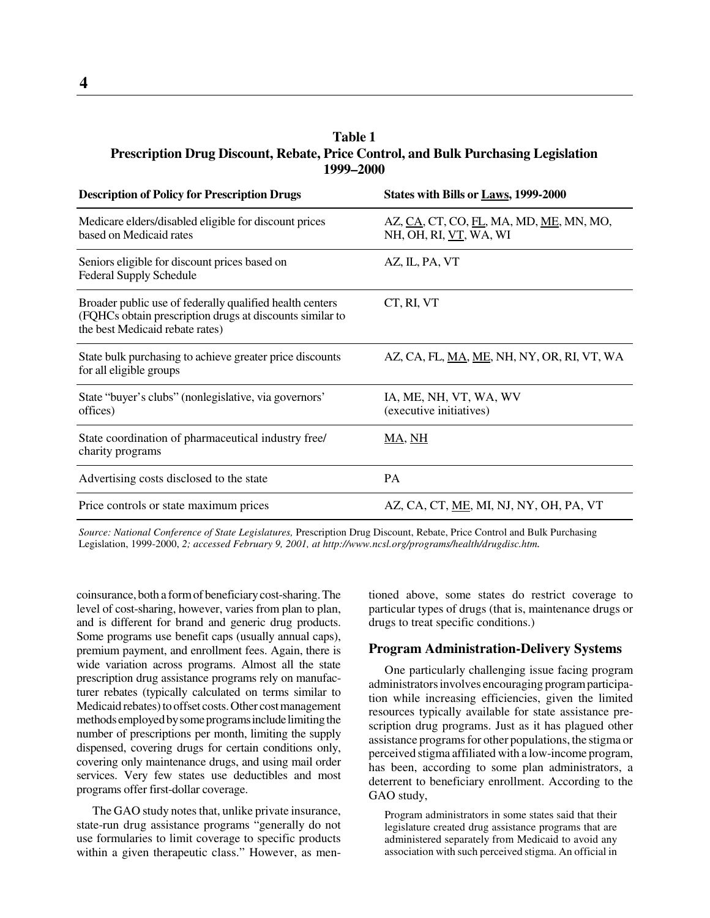**Table 1**
**Prescription Drug Discount, Rebate, Price Control, and Bulk Purchasing Legislation 1999–2000**

| Description of Policy for Prescription Drugs | States with Bills or Laws, 1999-2000 |
|---|---|
| Medicare elders/disabled eligible for discount prices based on Medicaid rates | AZ, CA, CT, CO, FL, MA, MD, ME, MN, MO, NH, OH, RI, VT, WA, WI |
| Seniors eligible for discount prices based on Federal Supply Schedule | AZ, IL, PA, VT |
| Broader public use of federally qualified health centers (FQHCs obtain prescription drugs at discounts similar to the best Medicaid rebate rates) | CT, RI, VT |
| State bulk purchasing to achieve greater price discounts for all eligible groups | AZ, CA, FL, MA, ME, NH, NY, OR, RI, VT, WA |
| State "buyer's clubs" (nonlegislative, via governors' offices) | IA, ME, NH, VT, WA, WV (executive initiatives) |
| State coordination of pharmaceutical industry free/ charity programs | MA, NH |
| Advertising costs disclosed to the state | PA |
| Price controls or state maximum prices | AZ, CA, CT, ME, MI, NJ, NY, OH, PA, VT |

*Source: National Conference of State Legislatures,* Prescription Drug Discount, Rebate, Price Control and Bulk Purchasing Legislation, 1999-2000, *2; accessed February 9, 2001, at http://www.ncsl.org/programs/health/drugdisc.htm.*

coinsurance, both a form of beneficiary cost-sharing. The level of cost-sharing, however, varies from plan to plan, and is different for brand and generic drug products. Some programs use benefit caps (usually annual caps), premium payment, and enrollment fees. Again, there is wide variation across programs. Almost all the state prescription drug assistance programs rely on manufacturer rebates (typically calculated on terms similar to Medicaid rebates) to offset costs. Other cost management methods employed by some programs include limiting the number of prescriptions per month, limiting the supply dispensed, covering drugs for certain conditions only, covering only maintenance drugs, and using mail order services. Very few states use deductibles and most programs offer first-dollar coverage.

The GAO study notes that, unlike private insurance, state-run drug assistance programs "generally do not use formularies to limit coverage to specific products within a given therapeutic class." However, as mentioned above, some states do restrict coverage to particular types of drugs (that is, maintenance drugs or drugs to treat specific conditions.)

### Program Administration-Delivery Systems

One particularly challenging issue facing program administrators involves encouraging program participation while increasing efficiencies, given the limited resources typically available for state assistance prescription drug programs. Just as it has plagued other assistance programs for other populations, the stigma or perceived stigma affiliated with a low-income program, has been, according to some plan administrators, a deterrent to beneficiary enrollment. According to the GAO study,

> Program administrators in some states said that their legislature created drug assistance programs that are administered separately from Medicaid to avoid any association with such perceived stigma. An official in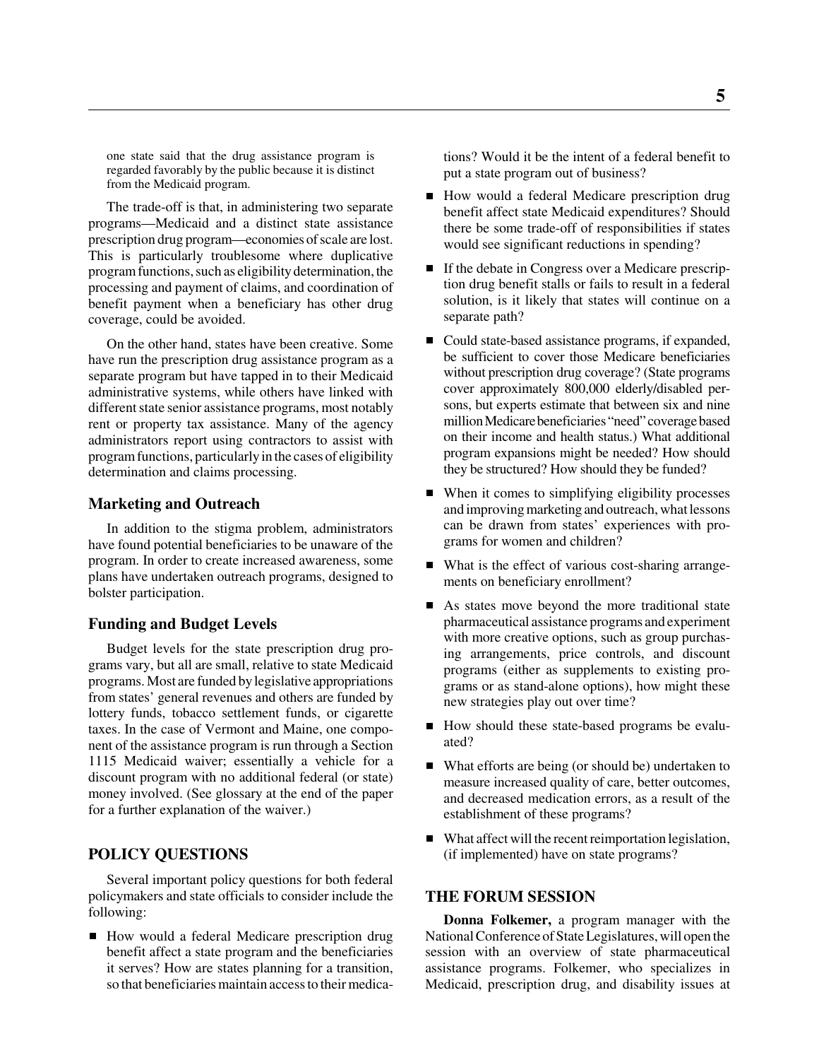one state said that the drug assistance program is regarded favorably by the public because it is distinct from the Medicaid program.

The trade-off is that, in administering two separate programs—Medicaid and a distinct state assistance prescription drug program—economies of scale are lost. This is particularly troublesome where duplicative program functions, such as eligibility determination, the processing and payment of claims, and coordination of benefit payment when a beneficiary has other drug coverage, could be avoided.

On the other hand, states have been creative. Some have run the prescription drug assistance program as a separate program but have tapped in to their Medicaid administrative systems, while others have linked with different state senior assistance programs, most notably rent or property tax assistance. Many of the agency administrators report using contractors to assist with program functions, particularly in the cases of eligibility determination and claims processing.

### Marketing and Outreach

In addition to the stigma problem, administrators have found potential beneficiaries to be unaware of the program. In order to create increased awareness, some plans have undertaken outreach programs, designed to bolster participation.

### Funding and Budget Levels

Budget levels for the state prescription drug programs vary, but all are small, relative to state Medicaid programs. Most are funded by legislative appropriations from states' general revenues and others are funded by lottery funds, tobacco settlement funds, or cigarette taxes. In the case of Vermont and Maine, one component of the assistance program is run through a Section 1115 Medicaid waiver; essentially a vehicle for a discount program with no additional federal (or state) money involved. (See glossary at the end of the paper for a further explanation of the waiver.)

## POLICY QUESTIONS

Several important policy questions for both federal policymakers and state officials to consider include the following:

- How would a federal Medicare prescription drug benefit affect a state program and the beneficiaries it serves? How are states planning for a transition, so that beneficiaries maintain access to their medications? Would it be the intent of a federal benefit to put a state program out of business?
- How would a federal Medicare prescription drug benefit affect state Medicaid expenditures? Should there be some trade-off of responsibilities if states would see significant reductions in spending?
- If the debate in Congress over a Medicare prescription drug benefit stalls or fails to result in a federal solution, is it likely that states will continue on a separate path?
- Could state-based assistance programs, if expanded, be sufficient to cover those Medicare beneficiaries without prescription drug coverage? (State programs cover approximately 800,000 elderly/disabled persons, but experts estimate that between six and nine million Medicare beneficiaries "need" coverage based on their income and health status.) What additional program expansions might be needed? How should they be structured? How should they be funded?
- When it comes to simplifying eligibility processes and improving marketing and outreach, what lessons can be drawn from states' experiences with programs for women and children?
- What is the effect of various cost-sharing arrangements on beneficiary enrollment?
- As states move beyond the more traditional state pharmaceutical assistance programs and experiment with more creative options, such as group purchasing arrangements, price controls, and discount programs (either as supplements to existing programs or as stand-alone options), how might these new strategies play out over time?
- How should these state-based programs be evaluated?
- What efforts are being (or should be) undertaken to measure increased quality of care, better outcomes, and decreased medication errors, as a result of the establishment of these programs?
- What affect will the recent reimportation legislation, (if implemented) have on state programs?

## THE FORUM SESSION

**Donna Folkemer,** a program manager with the National Conference of State Legislatures, will open the session with an overview of state pharmaceutical assistance programs. Folkemer, who specializes in Medicaid, prescription drug, and disability issues at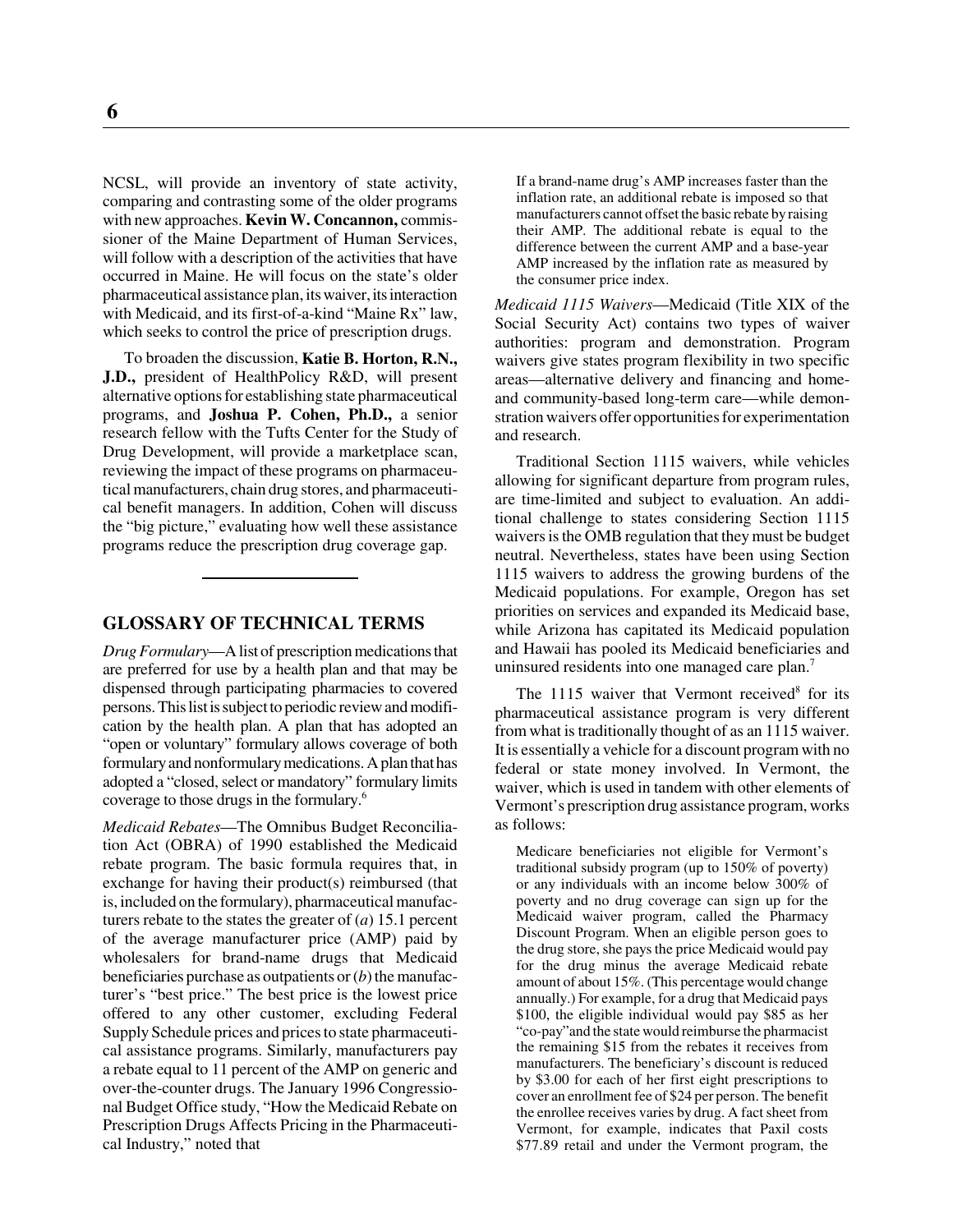NCSL, will provide an inventory of state activity, comparing and contrasting some of the older programs with new approaches. **Kevin W. Concannon,** commissioner of the Maine Department of Human Services, will follow with a description of the activities that have occurred in Maine. He will focus on the state's older pharmaceutical assistance plan, its waiver, its interaction with Medicaid, and its first-of-a-kind "Maine Rx" law, which seeks to control the price of prescription drugs.

To broaden the discussion, **Katie B. Horton, R.N., J.D.,** president of HealthPolicy R&D, will present alternative options for establishing state pharmaceutical programs, and **Joshua P. Cohen, Ph.D.,** a senior research fellow with the Tufts Center for the Study of Drug Development, will provide a marketplace scan, reviewing the impact of these programs on pharmaceutical manufacturers, chain drug stores, and pharmaceutical benefit managers. In addition, Cohen will discuss the "big picture," evaluating how well these assistance programs reduce the prescription drug coverage gap.

---

## GLOSSARY OF TECHNICAL TERMS

*Drug Formulary*—A list of prescription medications that are preferred for use by a health plan and that may be dispensed through participating pharmacies to covered persons. This list is subject to periodic review and modification by the health plan. A plan that has adopted an "open or voluntary" formulary allows coverage of both formulary and nonformulary medications. A plan that has adopted a "closed, select or mandatory" formulary limits coverage to those drugs in the formulary.[6]

*Medicaid Rebates*—The Omnibus Budget Reconciliation Act (OBRA) of 1990 established the Medicaid rebate program. The basic formula requires that, in exchange for having their product(s) reimbursed (that is, included on the formulary), pharmaceutical manufacturers rebate to the states the greater of (*a*) 15.1 percent of the average manufacturer price (AMP) paid by wholesalers for brand-name drugs that Medicaid beneficiaries purchase as outpatients or (*b*) the manufacturer's "best price." The best price is the lowest price offered to any other customer, excluding Federal Supply Schedule prices and prices to state pharmaceutical assistance programs. Similarly, manufacturers pay a rebate equal to 11 percent of the AMP on generic and over-the-counter drugs. The January 1996 Congressional Budget Office study, "How the Medicaid Rebate on Prescription Drugs Affects Pricing in the Pharmaceutical Industry," noted that

> If a brand-name drug's AMP increases faster than the inflation rate, an additional rebate is imposed so that manufacturers cannot offset the basic rebate by raising their AMP. The additional rebate is equal to the difference between the current AMP and a base-year AMP increased by the inflation rate as measured by the consumer price index.

*Medicaid 1115 Waivers*—Medicaid (Title XIX of the Social Security Act) contains two types of waiver authorities: program and demonstration. Program waivers give states program flexibility in two specific areas—alternative delivery and financing and home- and community-based long-term care—while demonstration waivers offer opportunities for experimentation and research.

Traditional Section 1115 waivers, while vehicles allowing for significant departure from program rules, are time-limited and subject to evaluation. An additional challenge to states considering Section 1115 waivers is the OMB regulation that they must be budget neutral. Nevertheless, states have been using Section 1115 waivers to address the growing burdens of the Medicaid populations. For example, Oregon has set priorities on services and expanded its Medicaid base, while Arizona has capitated its Medicaid population and Hawaii has pooled its Medicaid beneficiaries and uninsured residents into one managed care plan.[7]

The 1115 waiver that Vermont received[8] for its pharmaceutical assistance program is very different from what is traditionally thought of as an 1115 waiver. It is essentially a vehicle for a discount program with no federal or state money involved. In Vermont, the waiver, which is used in tandem with other elements of Vermont's prescription drug assistance program, works as follows:

> Medicare beneficiaries not eligible for Vermont's traditional subsidy program (up to 150% of poverty) or any individuals with an income below 300% of poverty and no drug coverage can sign up for the Medicaid waiver program, called the Pharmacy Discount Program. When an eligible person goes to the drug store, she pays the price Medicaid would pay for the drug minus the average Medicaid rebate amount of about 15%. (This percentage would change annually.) For example, for a drug that Medicaid pays \$100, the eligible individual would pay \$85 as her "co-pay"and the state would reimburse the pharmacist the remaining \$15 from the rebates it receives from manufacturers. The beneficiary's discount is reduced by \$3.00 for each of her first eight prescriptions to cover an enrollment fee of \$24 per person. The benefit the enrollee receives varies by drug. A fact sheet from Vermont, for example, indicates that Paxil costs \$77.89 retail and under the Vermont program, the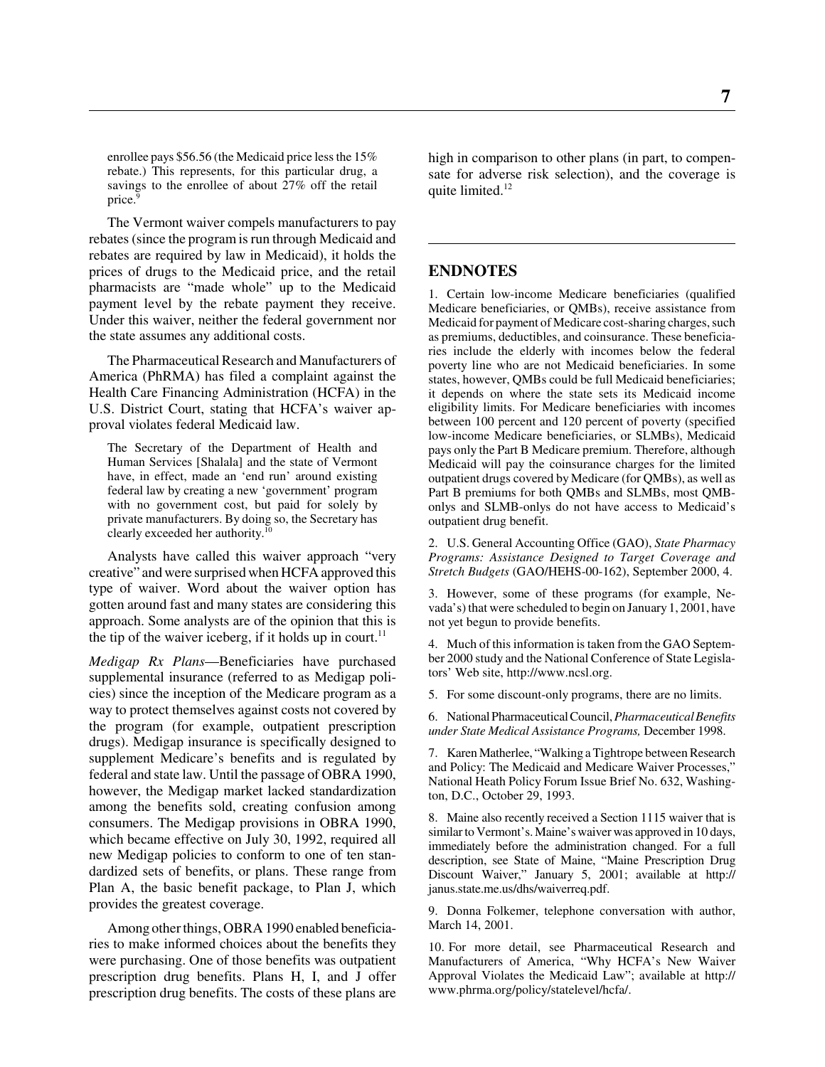enrollee pays $56.56 (the Medicaid price less the 15% rebate.) This represents, for this particular drug, a savings to the enrollee of about 27% off the retail price.[9]

The Vermont waiver compels manufacturers to pay rebates (since the program is run through Medicaid and rebates are required by law in Medicaid), it holds the prices of drugs to the Medicaid price, and the retail pharmacists are "made whole" up to the Medicaid payment level by the rebate payment they receive. Under this waiver, neither the federal government nor the state assumes any additional costs.

The Pharmaceutical Research and Manufacturers of America (PhRMA) has filed a complaint against the Health Care Financing Administration (HCFA) in the U.S. District Court, stating that HCFA's waiver approval violates federal Medicaid law.

> The Secretary of the Department of Health and Human Services [Shalala] and the state of Vermont have, in effect, made an 'end run' around existing federal law by creating a new 'government' program with no government cost, but paid for solely by private manufacturers. By doing so, the Secretary has clearly exceeded her authority.[10]

Analysts have called this waiver approach "very creative" and were surprised when HCFA approved this type of waiver. Word about the waiver option has gotten around fast and many states are considering this approach. Some analysts are of the opinion that this is the tip of the waiver iceberg, if it holds up in court.[11]

*Medigap Rx Plans*—Beneficiaries have purchased supplemental insurance (referred to as Medigap policies) since the inception of the Medicare program as a way to protect themselves against costs not covered by the program (for example, outpatient prescription drugs). Medigap insurance is specifically designed to supplement Medicare's benefits and is regulated by federal and state law. Until the passage of OBRA 1990, however, the Medigap market lacked standardization among the benefits sold, creating confusion among consumers. The Medigap provisions in OBRA 1990, which became effective on July 30, 1992, required all new Medigap policies to conform to one of ten standardized sets of benefits, or plans. These range from Plan A, the basic benefit package, to Plan J, which provides the greatest coverage.

Among other things, OBRA 1990 enabled beneficiaries to make informed choices about the benefits they were purchasing. One of those benefits was outpatient prescription drug benefits. Plans H, I, and J offer prescription drug benefits. The costs of these plans are high in comparison to other plans (in part, to compensate for adverse risk selection), and the coverage is quite limited.[12]

## ENDNOTES

1. Certain low-income Medicare beneficiaries (qualified Medicare beneficiaries, or QMBs), receive assistance from Medicaid for payment of Medicare cost-sharing charges, such as premiums, deductibles, and coinsurance. These beneficiaries include the elderly with incomes below the federal poverty line who are not Medicaid beneficiaries. In some states, however, QMBs could be full Medicaid beneficiaries; it depends on where the state sets its Medicaid income eligibility limits. For Medicare beneficiaries with incomes between 100 percent and 120 percent of poverty (specified low-income Medicare beneficiaries, or SLMBs), Medicaid pays only the Part B Medicare premium. Therefore, although Medicaid will pay the coinsurance charges for the limited outpatient drugs covered by Medicare (for QMBs), as well as Part B premiums for both QMBs and SLMBs, most QMB-onlys and SLMB-onlys do not have access to Medicaid's outpatient drug benefit.

2. U.S. General Accounting Office (GAO), *State Pharmacy Programs: Assistance Designed to Target Coverage and Stretch Budgets* (GAO/HEHS-00-162), September 2000, 4.

3. However, some of these programs (for example, Nevada's) that were scheduled to begin on January 1, 2001, have not yet begun to provide benefits.

4. Much of this information is taken from the GAO September 2000 study and the National Conference of State Legislators' Web site, http://www.ncsl.org.

5. For some discount-only programs, there are no limits.

6. National Pharmaceutical Council, *Pharmaceutical Benefits under State Medical Assistance Programs,* December 1998.

7. Karen Matherlee, "Walking a Tightrope between Research and Policy: The Medicaid and Medicare Waiver Processes," National Heath Policy Forum Issue Brief No. 632, Washington, D.C., October 29, 1993.

8. Maine also recently received a Section 1115 waiver that is similar to Vermont's. Maine's waiver was approved in 10 days, immediately before the administration changed. For a full description, see State of Maine, "Maine Prescription Drug Discount Waiver," January 5, 2001; available at http://janus.state.me.us/dhs/waiverreq.pdf.

9. Donna Folkemer, telephone conversation with author, March 14, 2001.

10. For more detail, see Pharmaceutical Research and Manufacturers of America, "Why HCFA's New Waiver Approval Violates the Medicaid Law"; available at http://www.phrma.org/policy/statelevel/hcfa/.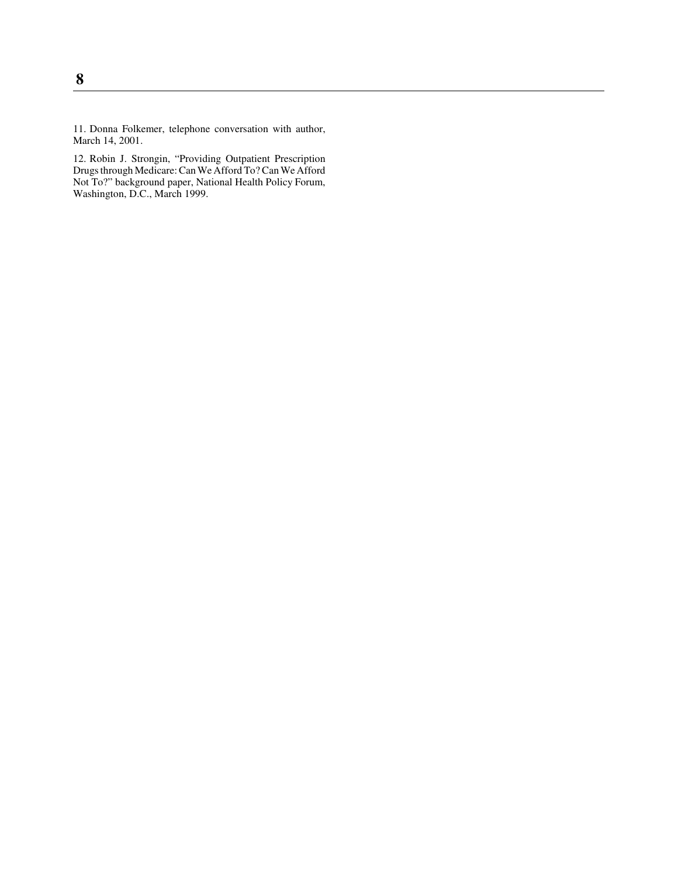11. Donna Folkemer, telephone conversation with author, March 14, 2001.

12. Robin J. Strongin, "Providing Outpatient Prescription Drugs through Medicare: Can We Afford To? Can We Afford Not To?" background paper, National Health Policy Forum, Washington, D.C., March 1999.